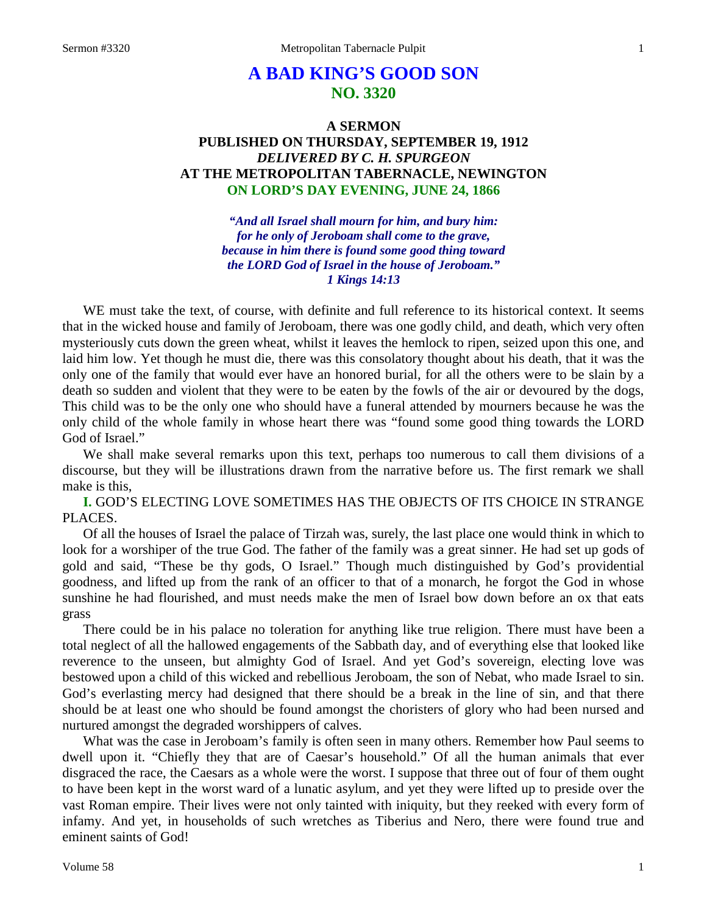# A BAD KING'S GOOD SON
## NO. 3320

### A SERMON
### PUBLISHED ON THURSDAY, SEPTEMBER 19, 1912
### *DELIVERED BY C. H. SPURGEON*
### AT THE METROPOLITAN TABERNACLE, NEWINGTON
### ON LORD'S DAY EVENING, JUNE 24, 1866

*"And all Israel shall mourn for him, and bury him: for he only of Jeroboam shall come to the grave, because in him there is found some good thing toward the LORD God of Israel in the house of Jeroboam." 1 Kings 14:13*

WE must take the text, of course, with definite and full reference to its historical context. It seems that in the wicked house and family of Jeroboam, there was one godly child, and death, which very often mysteriously cuts down the green wheat, whilst it leaves the hemlock to ripen, seized upon this one, and laid him low. Yet though he must die, there was this consolatory thought about his death, that it was the only one of the family that would ever have an honored burial, for all the others were to be slain by a death so sudden and violent that they were to be eaten by the fowls of the air or devoured by the dogs, This child was to be the only one who should have a funeral attended by mourners because he was the only child of the whole family in whose heart there was "found some good thing towards the LORD God of Israel."

We shall make several remarks upon this text, perhaps too numerous to call them divisions of a discourse, but they will be illustrations drawn from the narrative before us. The first remark we shall make is this,

**I.** GOD'S ELECTING LOVE SOMETIMES HAS THE OBJECTS OF ITS CHOICE IN STRANGE PLACES.

Of all the houses of Israel the palace of Tirzah was, surely, the last place one would think in which to look for a worshiper of the true God. The father of the family was a great sinner. He had set up gods of gold and said, "These be thy gods, O Israel." Though much distinguished by God's providential goodness, and lifted up from the rank of an officer to that of a monarch, he forgot the God in whose sunshine he had flourished, and must needs make the men of Israel bow down before an ox that eats grass

There could be in his palace no toleration for anything like true religion. There must have been a total neglect of all the hallowed engagements of the Sabbath day, and of everything else that looked like reverence to the unseen, but almighty God of Israel. And yet God's sovereign, electing love was bestowed upon a child of this wicked and rebellious Jeroboam, the son of Nebat, who made Israel to sin. God's everlasting mercy had designed that there should be a break in the line of sin, and that there should be at least one who should be found amongst the choristers of glory who had been nursed and nurtured amongst the degraded worshippers of calves.

What was the case in Jeroboam's family is often seen in many others. Remember how Paul seems to dwell upon it. "Chiefly they that are of Caesar's household." Of all the human animals that ever disgraced the race, the Caesars as a whole were the worst. I suppose that three out of four of them ought to have been kept in the worst ward of a lunatic asylum, and yet they were lifted up to preside over the vast Roman empire. Their lives were not only tainted with iniquity, but they reeked with every form of infamy. And yet, in households of such wretches as Tiberius and Nero, there were found true and eminent saints of God!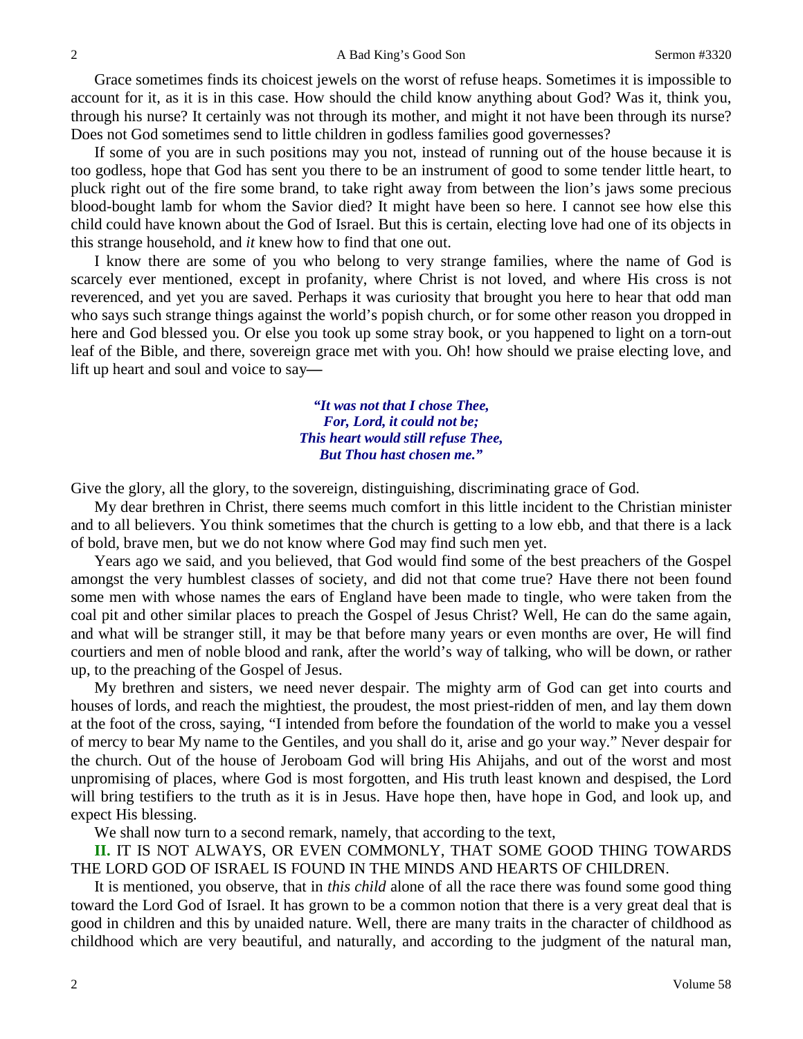Grace sometimes finds its choicest jewels on the worst of refuse heaps. Sometimes it is impossible to account for it, as it is in this case. How should the child know anything about God? Was it, think you, through his nurse? It certainly was not through its mother, and might it not have been through its nurse? Does not God sometimes send to little children in godless families good governesses?

If some of you are in such positions may you not, instead of running out of the house because it is too godless, hope that God has sent you there to be an instrument of good to some tender little heart, to pluck right out of the fire some brand, to take right away from between the lion's jaws some precious blood-bought lamb for whom the Savior died? It might have been so here. I cannot see how else this child could have known about the God of Israel. But this is certain, electing love had one of its objects in this strange household, and *it* knew how to find that one out.

I know there are some of you who belong to very strange families, where the name of God is scarcely ever mentioned, except in profanity, where Christ is not loved, and where His cross is not reverenced, and yet you are saved. Perhaps it was curiosity that brought you here to hear that odd man who says such strange things against the world's popish church, or for some other reason you dropped in here and God blessed you. Or else you took up some stray book, or you happened to light on a torn-out leaf of the Bible, and there, sovereign grace met with you. Oh! how should we praise electing love, and lift up heart and soul and voice to say—

> ***"It was not that I chose Thee,***
> ***For, Lord, it could not be;***
> ***This heart would still refuse Thee,***
> ***But Thou hast chosen me."***

Give the glory, all the glory, to the sovereign, distinguishing, discriminating grace of God.

My dear brethren in Christ, there seems much comfort in this little incident to the Christian minister and to all believers. You think sometimes that the church is getting to a low ebb, and that there is a lack of bold, brave men, but we do not know where God may find such men yet.

Years ago we said, and you believed, that God would find some of the best preachers of the Gospel amongst the very humblest classes of society, and did not that come true? Have there not been found some men with whose names the ears of England have been made to tingle, who were taken from the coal pit and other similar places to preach the Gospel of Jesus Christ? Well, He can do the same again, and what will be stranger still, it may be that before many years or even months are over, He will find courtiers and men of noble blood and rank, after the world's way of talking, who will be down, or rather up, to the preaching of the Gospel of Jesus.

My brethren and sisters, we need never despair. The mighty arm of God can get into courts and houses of lords, and reach the mightiest, the proudest, the most priest-ridden of men, and lay them down at the foot of the cross, saying, "I intended from before the foundation of the world to make you a vessel of mercy to bear My name to the Gentiles, and you shall do it, arise and go your way." Never despair for the church. Out of the house of Jeroboam God will bring His Ahijahs, and out of the worst and most unpromising of places, where God is most forgotten, and His truth least known and despised, the Lord will bring testifiers to the truth as it is in Jesus. Have hope then, have hope in God, and look up, and expect His blessing.

We shall now turn to a second remark, namely, that according to the text,

**II.** IT IS NOT ALWAYS, OR EVEN COMMONLY, THAT SOME GOOD THING TOWARDS THE LORD GOD OF ISRAEL IS FOUND IN THE MINDS AND HEARTS OF CHILDREN.

It is mentioned, you observe, that in *this child* alone of all the race there was found some good thing toward the Lord God of Israel. It has grown to be a common notion that there is a very great deal that is good in children and this by unaided nature. Well, there are many traits in the character of childhood as childhood which are very beautiful, and naturally, and according to the judgment of the natural man,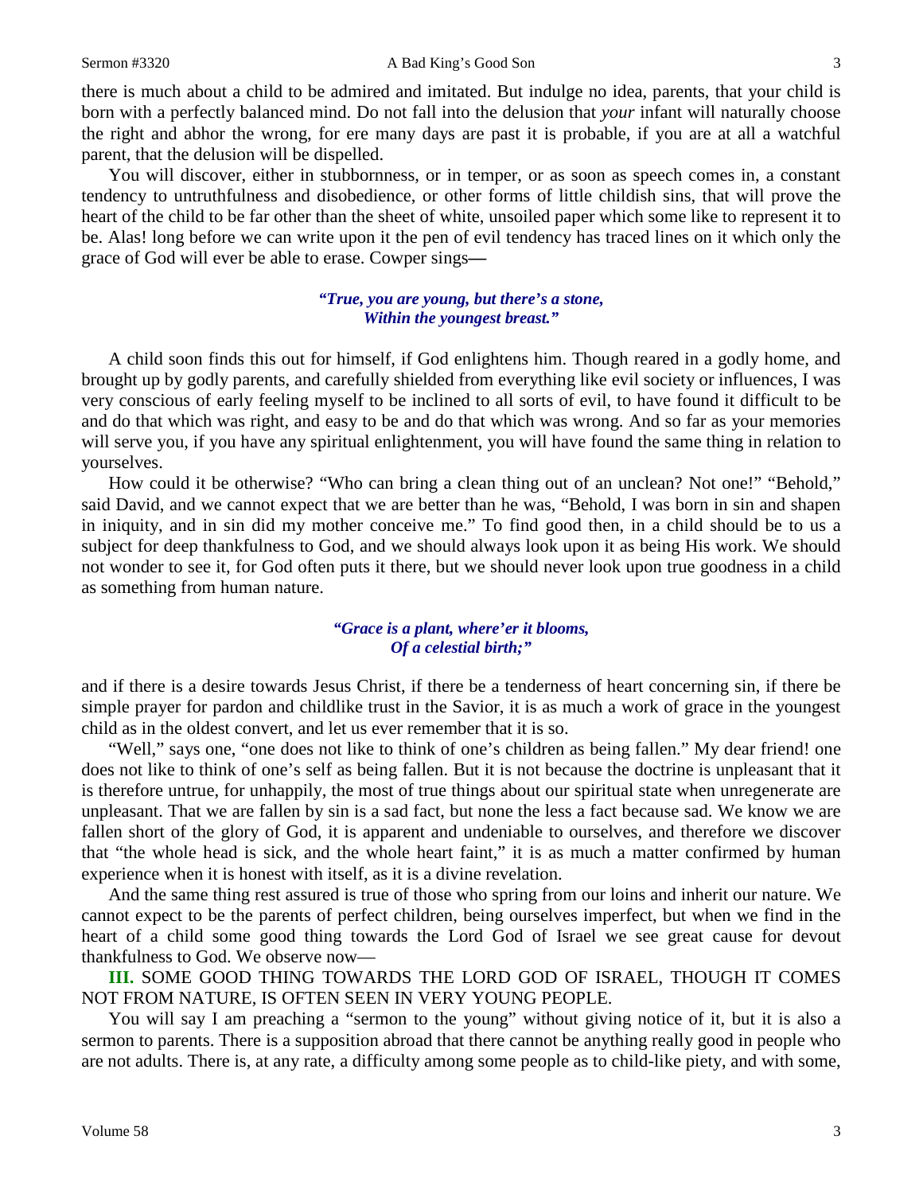there is much about a child to be admired and imitated. But indulge no idea, parents, that your child is born with a perfectly balanced mind. Do not fall into the delusion that *your* infant will naturally choose the right and abhor the wrong, for ere many days are past it is probable, if you are at all a watchful parent, that the delusion will be dispelled.

You will discover, either in stubbornness, or in temper, or as soon as speech comes in, a constant tendency to untruthfulness and disobedience, or other forms of little childish sins, that will prove the heart of the child to be far other than the sheet of white, unsoiled paper which some like to represent it to be. Alas! long before we can write upon it the pen of evil tendency has traced lines on it which only the grace of God will ever be able to erase. Cowper sings—

> ***"True, you are young, but there's a stone,***
> ***Within the youngest breast."***

A child soon finds this out for himself, if God enlightens him. Though reared in a godly home, and brought up by godly parents, and carefully shielded from everything like evil society or influences, I was very conscious of early feeling myself to be inclined to all sorts of evil, to have found it difficult to be and do that which was right, and easy to be and do that which was wrong. And so far as your memories will serve you, if you have any spiritual enlightenment, you will have found the same thing in relation to yourselves.

How could it be otherwise? "Who can bring a clean thing out of an unclean? Not one!" "Behold," said David, and we cannot expect that we are better than he was, "Behold, I was born in sin and shapen in iniquity, and in sin did my mother conceive me." To find good then, in a child should be to us a subject for deep thankfulness to God, and we should always look upon it as being His work. We should not wonder to see it, for God often puts it there, but we should never look upon true goodness in a child as something from human nature.

> ***"Grace is a plant, where'er it blooms,***
> ***Of a celestial birth;"***

and if there is a desire towards Jesus Christ, if there be a tenderness of heart concerning sin, if there be simple prayer for pardon and childlike trust in the Savior, it is as much a work of grace in the youngest child as in the oldest convert, and let us ever remember that it is so.

"Well," says one, "one does not like to think of one's children as being fallen." My dear friend! one does not like to think of one's self as being fallen. But it is not because the doctrine is unpleasant that it is therefore untrue, for unhappily, the most of true things about our spiritual state when unregenerate are unpleasant. That we are fallen by sin is a sad fact, but none the less a fact because sad. We know we are fallen short of the glory of God, it is apparent and undeniable to ourselves, and therefore we discover that "the whole head is sick, and the whole heart faint," it is as much a matter confirmed by human experience when it is honest with itself, as it is a divine revelation.

And the same thing rest assured is true of those who spring from our loins and inherit our nature. We cannot expect to be the parents of perfect children, being ourselves imperfect, but when we find in the heart of a child some good thing towards the Lord God of Israel we see great cause for devout thankfulness to God. We observe now—

**III.** SOME GOOD THING TOWARDS THE LORD GOD OF ISRAEL, THOUGH IT COMES NOT FROM NATURE, IS OFTEN SEEN IN VERY YOUNG PEOPLE.

You will say I am preaching a "sermon to the young" without giving notice of it, but it is also a sermon to parents. There is a supposition abroad that there cannot be anything really good in people who are not adults. There is, at any rate, a difficulty among some people as to child-like piety, and with some,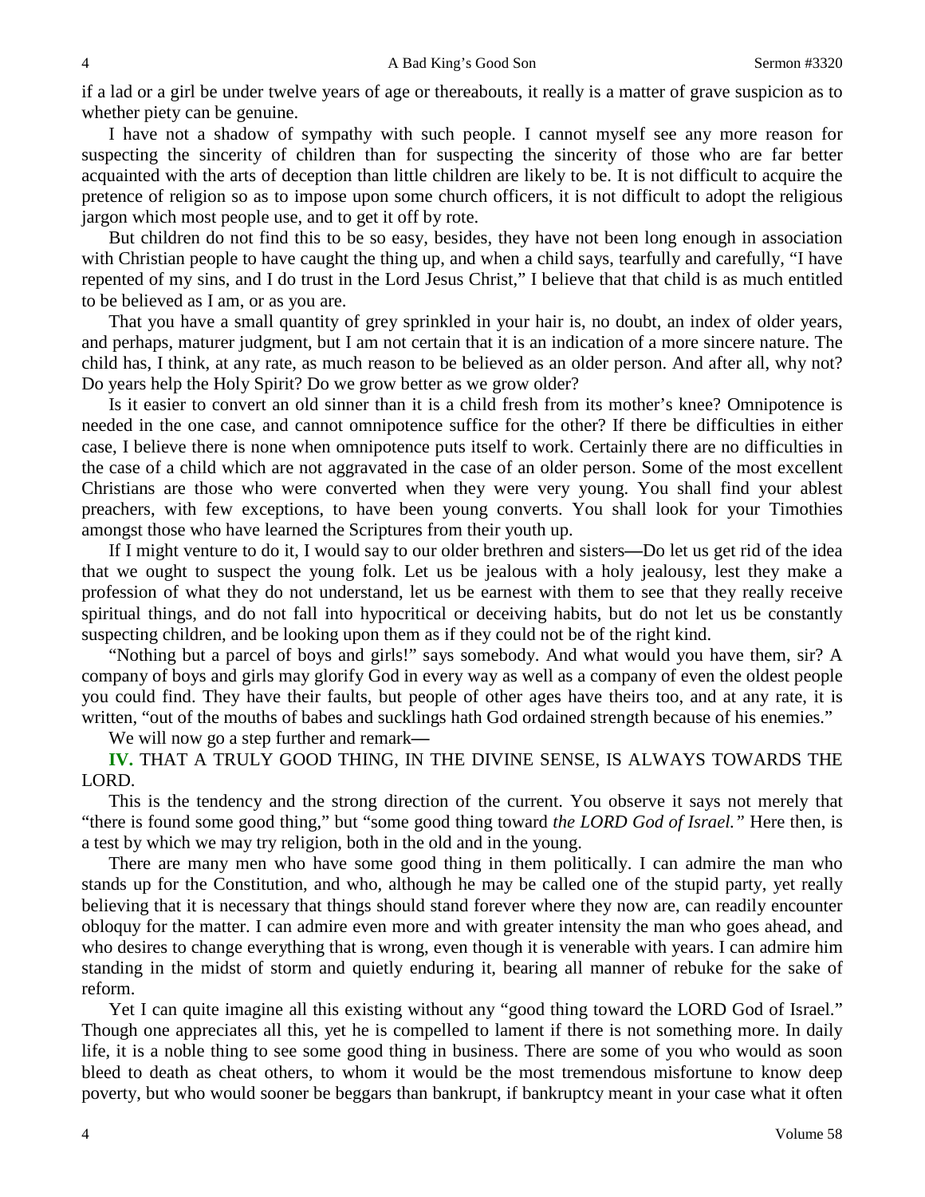if a lad or a girl be under twelve years of age or thereabouts, it really is a matter of grave suspicion as to whether piety can be genuine.

I have not a shadow of sympathy with such people. I cannot myself see any more reason for suspecting the sincerity of children than for suspecting the sincerity of those who are far better acquainted with the arts of deception than little children are likely to be. It is not difficult to acquire the pretence of religion so as to impose upon some church officers, it is not difficult to adopt the religious jargon which most people use, and to get it off by rote.

But children do not find this to be so easy, besides, they have not been long enough in association with Christian people to have caught the thing up, and when a child says, tearfully and carefully, "I have repented of my sins, and I do trust in the Lord Jesus Christ," I believe that that child is as much entitled to be believed as I am, or as you are.

That you have a small quantity of grey sprinkled in your hair is, no doubt, an index of older years, and perhaps, maturer judgment, but I am not certain that it is an indication of a more sincere nature. The child has, I think, at any rate, as much reason to be believed as an older person. And after all, why not? Do years help the Holy Spirit? Do we grow better as we grow older?

Is it easier to convert an old sinner than it is a child fresh from its mother's knee? Omnipotence is needed in the one case, and cannot omnipotence suffice for the other? If there be difficulties in either case, I believe there is none when omnipotence puts itself to work. Certainly there are no difficulties in the case of a child which are not aggravated in the case of an older person. Some of the most excellent Christians are those who were converted when they were very young. You shall find your ablest preachers, with few exceptions, to have been young converts. You shall look for your Timothies amongst those who have learned the Scriptures from their youth up.

If I might venture to do it, I would say to our older brethren and sisters—Do let us get rid of the idea that we ought to suspect the young folk. Let us be jealous with a holy jealousy, lest they make a profession of what they do not understand, let us be earnest with them to see that they really receive spiritual things, and do not fall into hypocritical or deceiving habits, but do not let us be constantly suspecting children, and be looking upon them as if they could not be of the right kind.

"Nothing but a parcel of boys and girls!" says somebody. And what would you have them, sir? A company of boys and girls may glorify God in every way as well as a company of even the oldest people you could find. They have their faults, but people of other ages have theirs too, and at any rate, it is written, "out of the mouths of babes and sucklings hath God ordained strength because of his enemies."

We will now go a step further and remark—

**IV.** THAT A TRULY GOOD THING, IN THE DIVINE SENSE, IS ALWAYS TOWARDS THE LORD.

This is the tendency and the strong direction of the current. You observe it says not merely that "there is found some good thing," but "some good thing toward *the LORD God of Israel."* Here then, is a test by which we may try religion, both in the old and in the young.

There are many men who have some good thing in them politically. I can admire the man who stands up for the Constitution, and who, although he may be called one of the stupid party, yet really believing that it is necessary that things should stand forever where they now are, can readily encounter obloquy for the matter. I can admire even more and with greater intensity the man who goes ahead, and who desires to change everything that is wrong, even though it is venerable with years. I can admire him standing in the midst of storm and quietly enduring it, bearing all manner of rebuke for the sake of reform.

Yet I can quite imagine all this existing without any "good thing toward the LORD God of Israel." Though one appreciates all this, yet he is compelled to lament if there is not something more. In daily life, it is a noble thing to see some good thing in business. There are some of you who would as soon bleed to death as cheat others, to whom it would be the most tremendous misfortune to know deep poverty, but who would sooner be beggars than bankrupt, if bankruptcy meant in your case what it often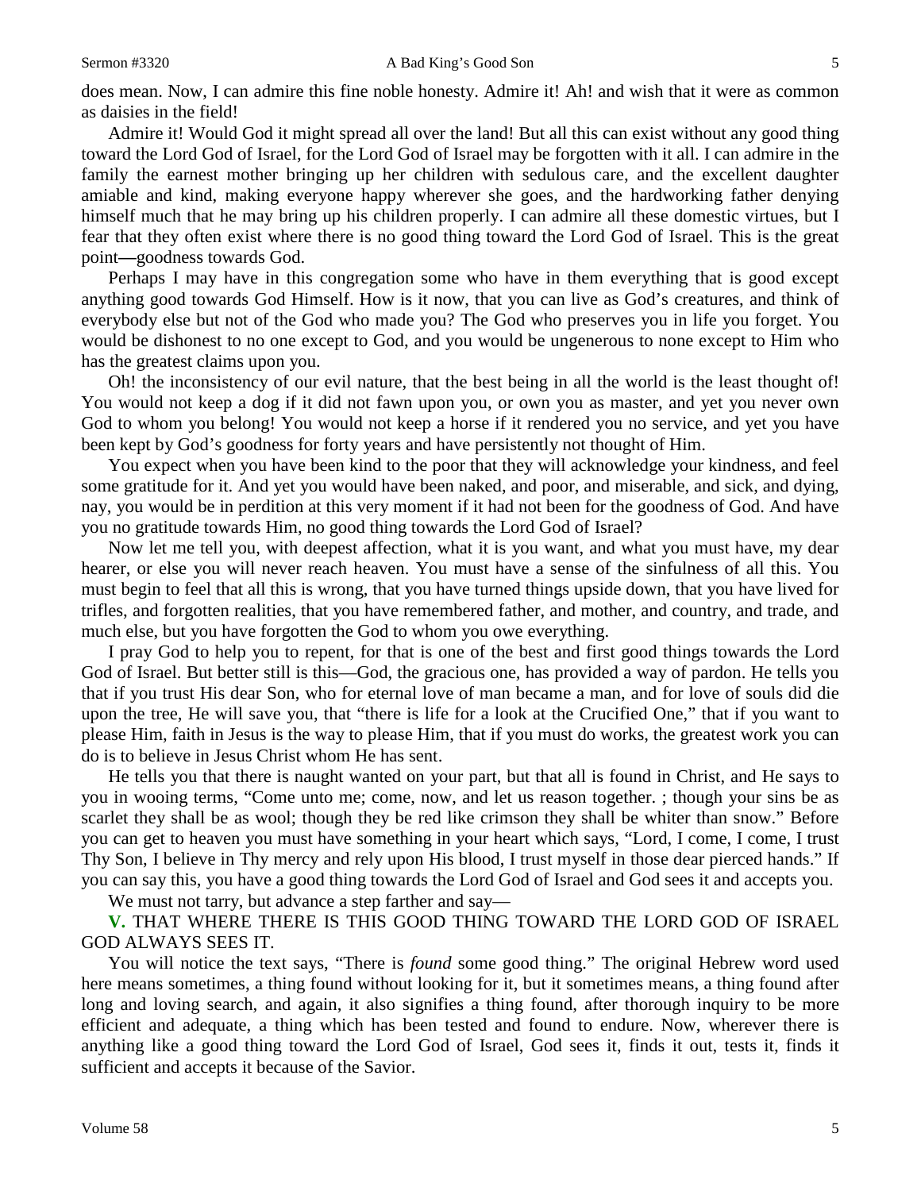does mean. Now, I can admire this fine noble honesty. Admire it! Ah! and wish that it were as common as daisies in the field!

Admire it! Would God it might spread all over the land! But all this can exist without any good thing toward the Lord God of Israel, for the Lord God of Israel may be forgotten with it all. I can admire in the family the earnest mother bringing up her children with sedulous care, and the excellent daughter amiable and kind, making everyone happy wherever she goes, and the hardworking father denying himself much that he may bring up his children properly. I can admire all these domestic virtues, but I fear that they often exist where there is no good thing toward the Lord God of Israel. This is the great point—goodness towards God.

Perhaps I may have in this congregation some who have in them everything that is good except anything good towards God Himself. How is it now, that you can live as God's creatures, and think of everybody else but not of the God who made you? The God who preserves you in life you forget. You would be dishonest to no one except to God, and you would be ungenerous to none except to Him who has the greatest claims upon you.

Oh! the inconsistency of our evil nature, that the best being in all the world is the least thought of! You would not keep a dog if it did not fawn upon you, or own you as master, and yet you never own God to whom you belong! You would not keep a horse if it rendered you no service, and yet you have been kept by God's goodness for forty years and have persistently not thought of Him.

You expect when you have been kind to the poor that they will acknowledge your kindness, and feel some gratitude for it. And yet you would have been naked, and poor, and miserable, and sick, and dying, nay, you would be in perdition at this very moment if it had not been for the goodness of God. And have you no gratitude towards Him, no good thing towards the Lord God of Israel?

Now let me tell you, with deepest affection, what it is you want, and what you must have, my dear hearer, or else you will never reach heaven. You must have a sense of the sinfulness of all this. You must begin to feel that all this is wrong, that you have turned things upside down, that you have lived for trifles, and forgotten realities, that you have remembered father, and mother, and country, and trade, and much else, but you have forgotten the God to whom you owe everything.

I pray God to help you to repent, for that is one of the best and first good things towards the Lord God of Israel. But better still is this—God, the gracious one, has provided a way of pardon. He tells you that if you trust His dear Son, who for eternal love of man became a man, and for love of souls did die upon the tree, He will save you, that "there is life for a look at the Crucified One," that if you want to please Him, faith in Jesus is the way to please Him, that if you must do works, the greatest work you can do is to believe in Jesus Christ whom He has sent.

He tells you that there is naught wanted on your part, but that all is found in Christ, and He says to you in wooing terms, "Come unto me; come, now, and let us reason together. ; though your sins be as scarlet they shall be as wool; though they be red like crimson they shall be whiter than snow." Before you can get to heaven you must have something in your heart which says, "Lord, I come, I come, I trust Thy Son, I believe in Thy mercy and rely upon His blood, I trust myself in those dear pierced hands." If you can say this, you have a good thing towards the Lord God of Israel and God sees it and accepts you.

We must not tarry, but advance a step farther and say—

**V.** THAT WHERE THERE IS THIS GOOD THING TOWARD THE LORD GOD OF ISRAEL GOD ALWAYS SEES IT.

You will notice the text says, "There is *found* some good thing." The original Hebrew word used here means sometimes, a thing found without looking for it, but it sometimes means, a thing found after long and loving search, and again, it also signifies a thing found, after thorough inquiry to be more efficient and adequate, a thing which has been tested and found to endure. Now, wherever there is anything like a good thing toward the Lord God of Israel, God sees it, finds it out, tests it, finds it sufficient and accepts it because of the Savior.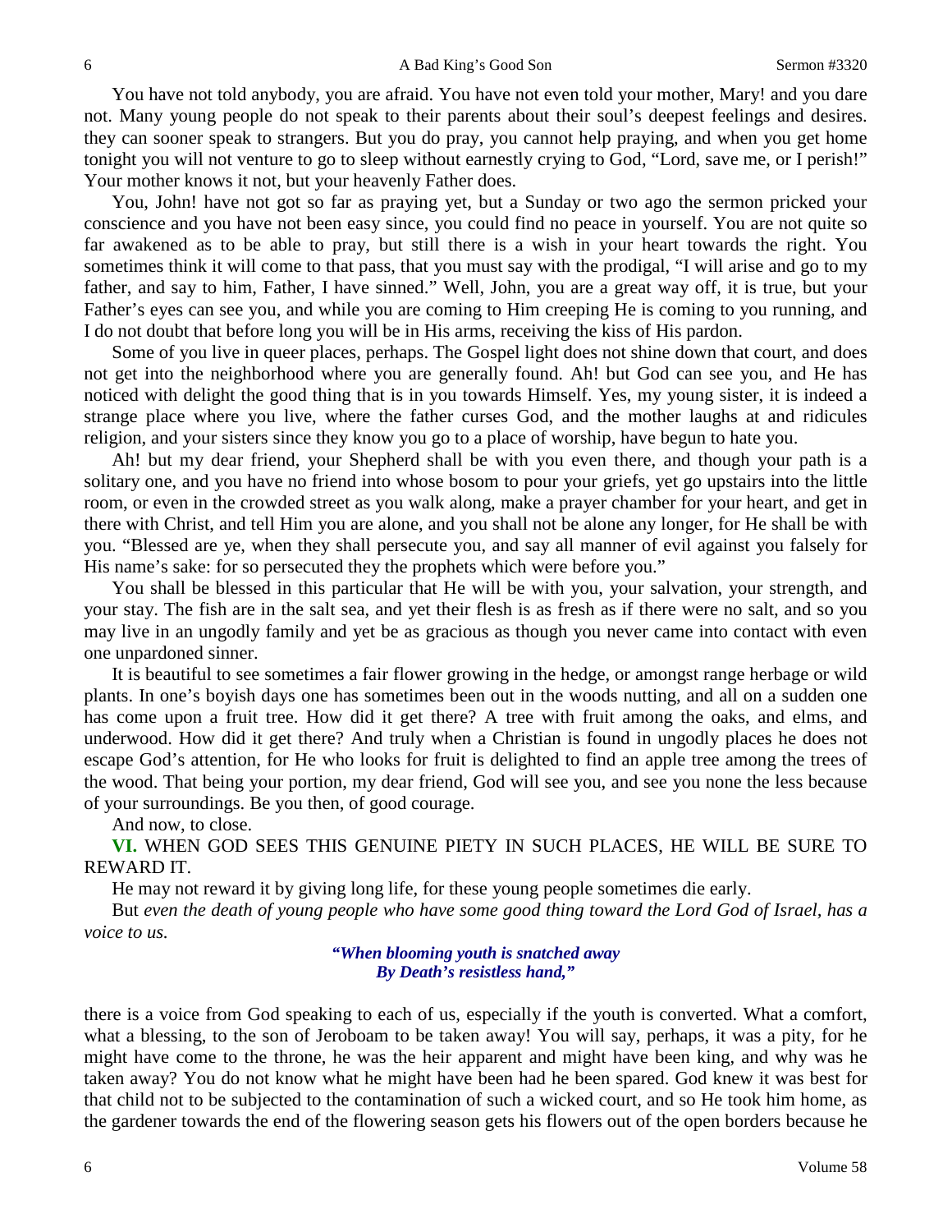You have not told anybody, you are afraid. You have not even told your mother, Mary! and you dare not. Many young people do not speak to their parents about their soul's deepest feelings and desires. they can sooner speak to strangers. But you do pray, you cannot help praying, and when you get home tonight you will not venture to go to sleep without earnestly crying to God, "Lord, save me, or I perish!" Your mother knows it not, but your heavenly Father does.

You, John! have not got so far as praying yet, but a Sunday or two ago the sermon pricked your conscience and you have not been easy since, you could find no peace in yourself. You are not quite so far awakened as to be able to pray, but still there is a wish in your heart towards the right. You sometimes think it will come to that pass, that you must say with the prodigal, "I will arise and go to my father, and say to him, Father, I have sinned." Well, John, you are a great way off, it is true, but your Father's eyes can see you, and while you are coming to Him creeping He is coming to you running, and I do not doubt that before long you will be in His arms, receiving the kiss of His pardon.

Some of you live in queer places, perhaps. The Gospel light does not shine down that court, and does not get into the neighborhood where you are generally found. Ah! but God can see you, and He has noticed with delight the good thing that is in you towards Himself. Yes, my young sister, it is indeed a strange place where you live, where the father curses God, and the mother laughs at and ridicules religion, and your sisters since they know you go to a place of worship, have begun to hate you.

Ah! but my dear friend, your Shepherd shall be with you even there, and though your path is a solitary one, and you have no friend into whose bosom to pour your griefs, yet go upstairs into the little room, or even in the crowded street as you walk along, make a prayer chamber for your heart, and get in there with Christ, and tell Him you are alone, and you shall not be alone any longer, for He shall be with you. "Blessed are ye, when they shall persecute you, and say all manner of evil against you falsely for His name's sake: for so persecuted they the prophets which were before you."

You shall be blessed in this particular that He will be with you, your salvation, your strength, and your stay. The fish are in the salt sea, and yet their flesh is as fresh as if there were no salt, and so you may live in an ungodly family and yet be as gracious as though you never came into contact with even one unpardoned sinner.

It is beautiful to see sometimes a fair flower growing in the hedge, or amongst range herbage or wild plants. In one's boyish days one has sometimes been out in the woods nutting, and all on a sudden one has come upon a fruit tree. How did it get there? A tree with fruit among the oaks, and elms, and underwood. How did it get there? And truly when a Christian is found in ungodly places he does not escape God's attention, for He who looks for fruit is delighted to find an apple tree among the trees of the wood. That being your portion, my dear friend, God will see you, and see you none the less because of your surroundings. Be you then, of good courage.

And now, to close.

**VI.** WHEN GOD SEES THIS GENUINE PIETY IN SUCH PLACES, HE WILL BE SURE TO REWARD IT.

He may not reward it by giving long life, for these young people sometimes die early.

But *even the death of young people who have some good thing toward the Lord God of Israel, has a voice to us.*

> ***"When blooming youth is snatched away***
> ***By Death's resistless hand,"***

there is a voice from God speaking to each of us, especially if the youth is converted. What a comfort, what a blessing, to the son of Jeroboam to be taken away! You will say, perhaps, it was a pity, for he might have come to the throne, he was the heir apparent and might have been king, and why was he taken away? You do not know what he might have been had he been spared. God knew it was best for that child not to be subjected to the contamination of such a wicked court, and so He took him home, as the gardener towards the end of the flowering season gets his flowers out of the open borders because he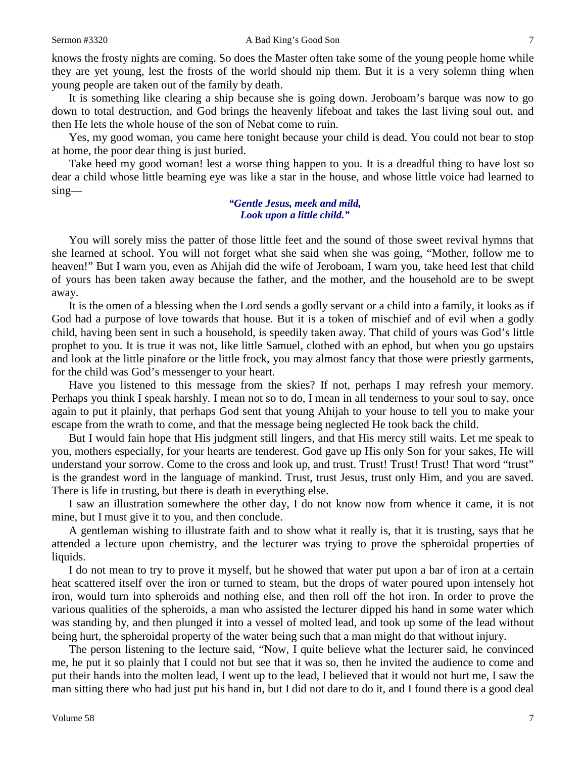knows the frosty nights are coming. So does the Master often take some of the young people home while they are yet young, lest the frosts of the world should nip them. But it is a very solemn thing when young people are taken out of the family by death.

It is something like clearing a ship because she is going down. Jeroboam's barque was now to go down to total destruction, and God brings the heavenly lifeboat and takes the last living soul out, and then He lets the whole house of the son of Nebat come to ruin.

Yes, my good woman, you came here tonight because your child is dead. You could not bear to stop at home, the poor dear thing is just buried.

Take heed my good woman! lest a worse thing happen to you. It is a dreadful thing to have lost so dear a child whose little beaming eye was like a star in the house, and whose little voice had learned to sing—

> ***"Gentle Jesus, meek and mild,***
> ***Look upon a little child."***

You will sorely miss the patter of those little feet and the sound of those sweet revival hymns that she learned at school. You will not forget what she said when she was going, "Mother, follow me to heaven!" But I warn you, even as Ahijah did the wife of Jeroboam, I warn you, take heed lest that child of yours has been taken away because the father, and the mother, and the household are to be swept away.

It is the omen of a blessing when the Lord sends a godly servant or a child into a family, it looks as if God had a purpose of love towards that house. But it is a token of mischief and of evil when a godly child, having been sent in such a household, is speedily taken away. That child of yours was God's little prophet to you. It is true it was not, like little Samuel, clothed with an ephod, but when you go upstairs and look at the little pinafore or the little frock, you may almost fancy that those were priestly garments, for the child was God's messenger to your heart.

Have you listened to this message from the skies? If not, perhaps I may refresh your memory. Perhaps you think I speak harshly. I mean not so to do, I mean in all tenderness to your soul to say, once again to put it plainly, that perhaps God sent that young Ahijah to your house to tell you to make your escape from the wrath to come, and that the message being neglected He took back the child.

But I would fain hope that His judgment still lingers, and that His mercy still waits. Let me speak to you, mothers especially, for your hearts are tenderest. God gave up His only Son for your sakes, He will understand your sorrow. Come to the cross and look up, and trust. Trust! Trust! Trust! That word "trust" is the grandest word in the language of mankind. Trust, trust Jesus, trust only Him, and you are saved. There is life in trusting, but there is death in everything else.

I saw an illustration somewhere the other day, I do not know now from whence it came, it is not mine, but I must give it to you, and then conclude.

A gentleman wishing to illustrate faith and to show what it really is, that it is trusting, says that he attended a lecture upon chemistry, and the lecturer was trying to prove the spheroidal properties of liquids.

I do not mean to try to prove it myself, but he showed that water put upon a bar of iron at a certain heat scattered itself over the iron or turned to steam, but the drops of water poured upon intensely hot iron, would turn into spheroids and nothing else, and then roll off the hot iron. In order to prove the various qualities of the spheroids, a man who assisted the lecturer dipped his hand in some water which was standing by, and then plunged it into a vessel of molted lead, and took up some of the lead without being hurt, the spheroidal property of the water being such that a man might do that without injury.

The person listening to the lecture said, "Now, I quite believe what the lecturer said, he convinced me, he put it so plainly that I could not but see that it was so, then he invited the audience to come and put their hands into the molten lead, I went up to the lead, I believed that it would not hurt me, I saw the man sitting there who had just put his hand in, but I did not dare to do it, and I found there is a good deal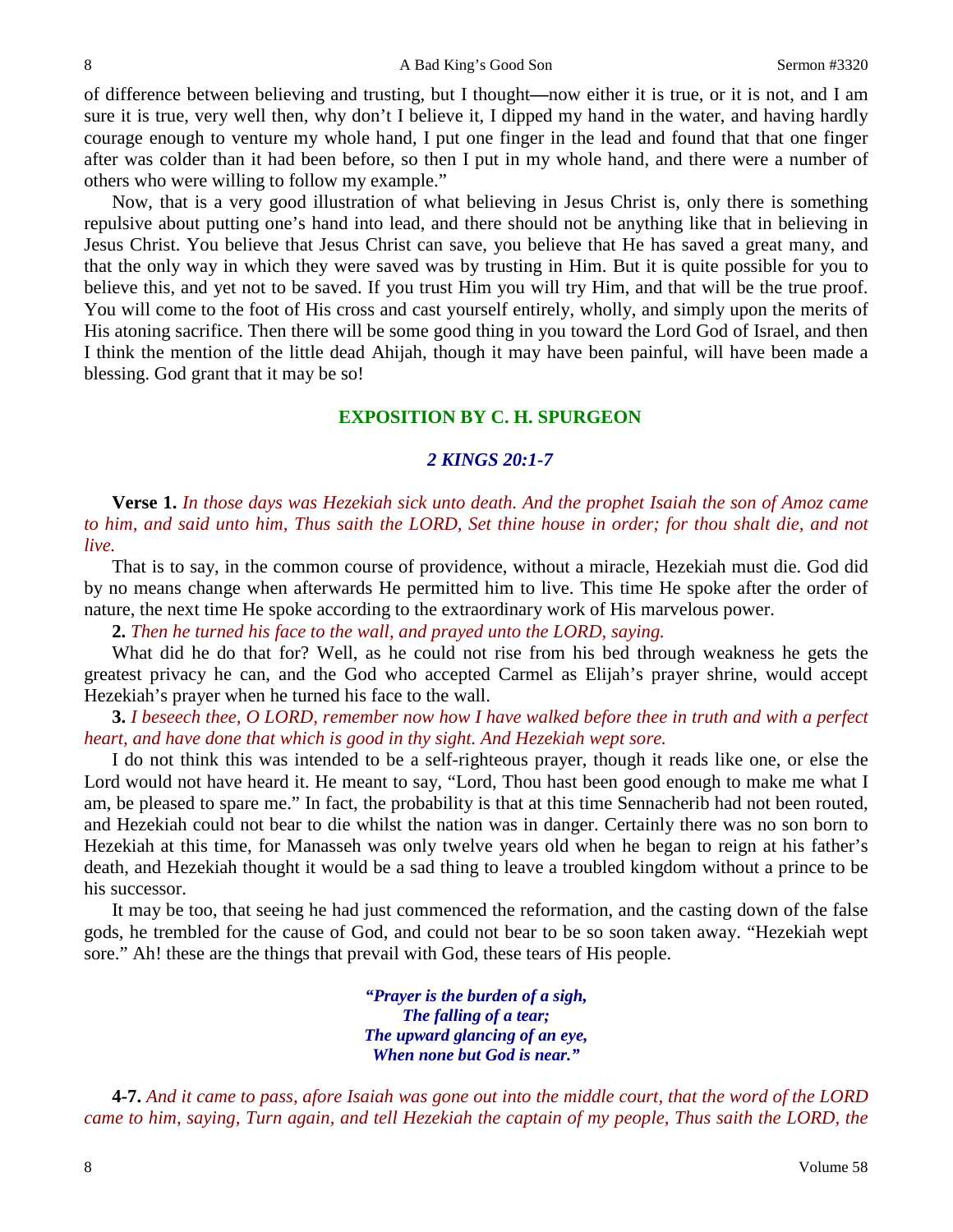of difference between believing and trusting, but I thought—now either it is true, or it is not, and I am sure it is true, very well then, why don't I believe it, I dipped my hand in the water, and having hardly courage enough to venture my whole hand, I put one finger in the lead and found that that one finger after was colder than it had been before, so then I put in my whole hand, and there were a number of others who were willing to follow my example."

Now, that is a very good illustration of what believing in Jesus Christ is, only there is something repulsive about putting one's hand into lead, and there should not be anything like that in believing in Jesus Christ. You believe that Jesus Christ can save, you believe that He has saved a great many, and that the only way in which they were saved was by trusting in Him. But it is quite possible for you to believe this, and yet not to be saved. If you trust Him you will try Him, and that will be the true proof. You will come to the foot of His cross and cast yourself entirely, wholly, and simply upon the merits of His atoning sacrifice. Then there will be some good thing in you toward the Lord God of Israel, and then I think the mention of the little dead Ahijah, though it may have been painful, will have been made a blessing. God grant that it may be so!

## EXPOSITION BY C. H. SPURGEON

### *2 KINGS 20:1-7*

**Verse 1.** *In those days was Hezekiah sick unto death. And the prophet Isaiah the son of Amoz came to him, and said unto him, Thus saith the LORD, Set thine house in order; for thou shalt die, and not live.*

That is to say, in the common course of providence, without a miracle, Hezekiah must die. God did by no means change when afterwards He permitted him to live. This time He spoke after the order of nature, the next time He spoke according to the extraordinary work of His marvelous power.

**2.** *Then he turned his face to the wall, and prayed unto the LORD, saying.*

What did he do that for? Well, as he could not rise from his bed through weakness he gets the greatest privacy he can, and the God who accepted Carmel as Elijah's prayer shrine, would accept Hezekiah's prayer when he turned his face to the wall.

**3.** *I beseech thee, O LORD, remember now how I have walked before thee in truth and with a perfect heart, and have done that which is good in thy sight. And Hezekiah wept sore.*

I do not think this was intended to be a self-righteous prayer, though it reads like one, or else the Lord would not have heard it. He meant to say, "Lord, Thou hast been good enough to make me what I am, be pleased to spare me." In fact, the probability is that at this time Sennacherib had not been routed, and Hezekiah could not bear to die whilst the nation was in danger. Certainly there was no son born to Hezekiah at this time, for Manasseh was only twelve years old when he began to reign at his father's death, and Hezekiah thought it would be a sad thing to leave a troubled kingdom without a prince to be his successor.

It may be too, that seeing he had just commenced the reformation, and the casting down of the false gods, he trembled for the cause of God, and could not bear to be so soon taken away. "Hezekiah wept sore." Ah! these are the things that prevail with God, these tears of His people.

***"Prayer is the burden of a sigh,***
***The falling of a tear;***
***The upward glancing of an eye,***
***When none but God is near."***

**4-7.** *And it came to pass, afore Isaiah was gone out into the middle court, that the word of the LORD came to him, saying, Turn again, and tell Hezekiah the captain of my people, Thus saith the LORD, the*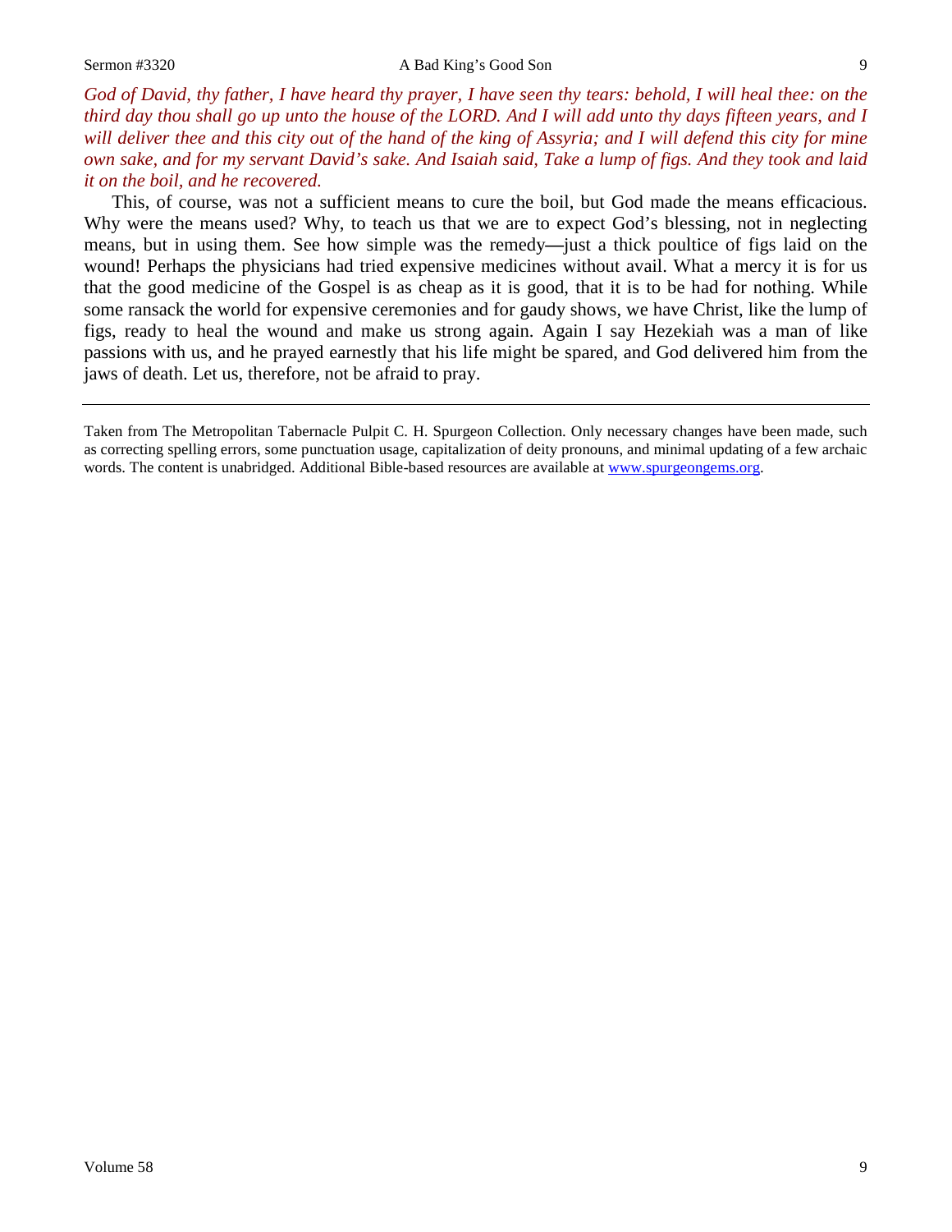*God of David, thy father, I have heard thy prayer, I have seen thy tears: behold, I will heal thee: on the third day thou shall go up unto the house of the LORD. And I will add unto thy days fifteen years, and I will deliver thee and this city out of the hand of the king of Assyria; and I will defend this city for mine own sake, and for my servant David's sake. And Isaiah said, Take a lump of figs. And they took and laid it on the boil, and he recovered.*

This, of course, was not a sufficient means to cure the boil, but God made the means efficacious. Why were the means used? Why, to teach us that we are to expect God's blessing, not in neglecting means, but in using them. See how simple was the remedy—just a thick poultice of figs laid on the wound! Perhaps the physicians had tried expensive medicines without avail. What a mercy it is for us that the good medicine of the Gospel is as cheap as it is good, that it is to be had for nothing. While some ransack the world for expensive ceremonies and for gaudy shows, we have Christ, like the lump of figs, ready to heal the wound and make us strong again. Again I say Hezekiah was a man of like passions with us, and he prayed earnestly that his life might be spared, and God delivered him from the jaws of death. Let us, therefore, not be afraid to pray.

---

Taken from The Metropolitan Tabernacle Pulpit C. H. Spurgeon Collection. Only necessary changes have been made, such as correcting spelling errors, some punctuation usage, capitalization of deity pronouns, and minimal updating of a few archaic words. The content is unabridged. Additional Bible-based resources are available at www.spurgeongems.org.